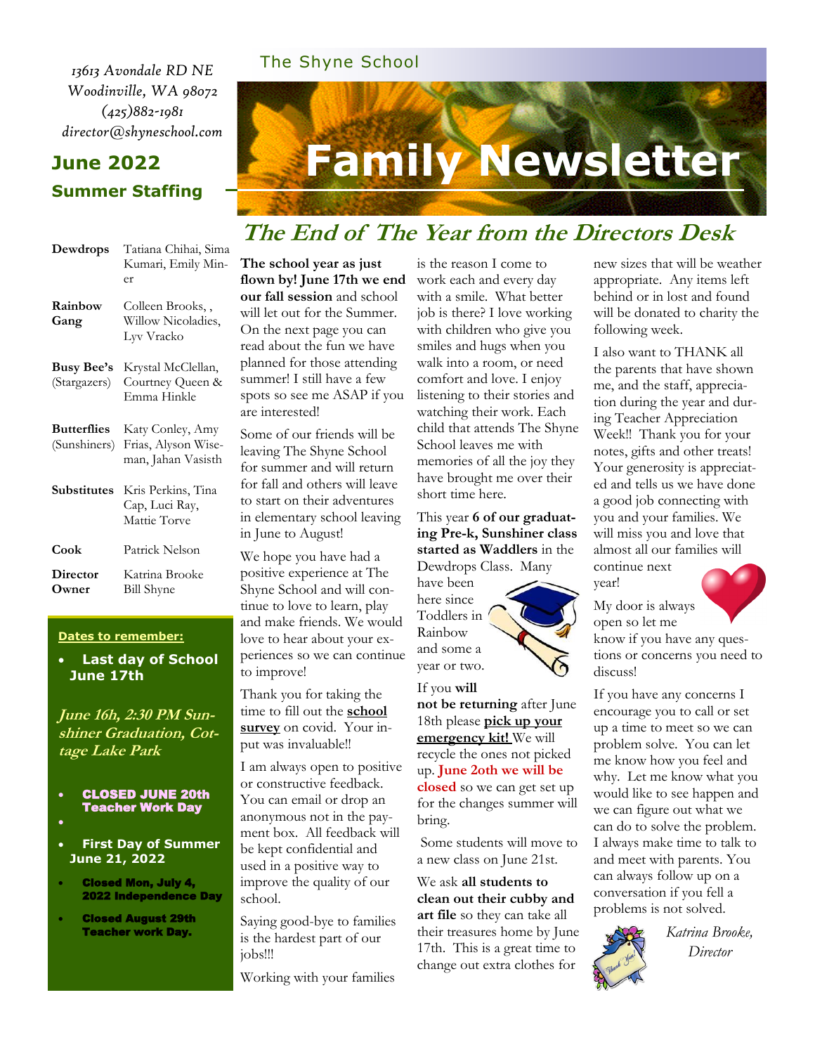*13613 Avondale RD NE*
*Woodinville, WA 98072*
*(425)882-1981*
*director@shyneschool.com*

The Shyne School

# Family Newsletter

## June 2022

### Summer Staffing

| | |
|---|---|
| **Dewdrops** | Tatiana Chihai, Sima Kumari, Emily Miner |
| **Rainbow Gang** | Colleen Brooks, , Willow Nicoladies, Lyv Vracko |
| **Busy Bee's** (Stargazers) | Krystal McClellan, Courtney Queen & Emma Hinkle |
| **Butterflies** (Sunshiners) | Katy Conley, Amy Frias, Alyson Wiseman, Jahan Vasisth |
| **Substitutes** | Kris Perkins, Tina Cap, Luci Ray, Mattie Torve |
| **Cook** | Patrick Nelson |
| **Director** **Owner** | Katrina Brooke Bill Shyne |

**Dates to remember:**

- **Last day of School June 17th**

***June 16th, 2:30 PM Sunshiner Graduation, Cottage Lake Park***

- **CLOSED JUNE 20th Teacher Work Day**
- **First Day of Summer June 21, 2022**
- **Closed Mon, July 4, 2022 Independence Day**
- **Closed August 29th Teacher work Day.**

## *The End of The Year from the Directors Desk*

**The school year as just flown by! June 17th we end our fall session** and school will let out for the Summer. On the next page you can read about the fun we have planned for those attending summer! I still have a few spots so see me ASAP if you are interested!

Some of our friends will be leaving The Shyne School for summer and will return for fall and others will leave to start on their adventures in elementary school leaving in June to August!

We hope you have had a positive experience at The Shyne School and will continue to love to learn, play and make friends. We would love to hear about your experiences so we can continue to improve!

Thank you for taking the time to fill out the **school survey** on covid. Your input was invaluable!!

I am always open to positive or constructive feedback. You can email or drop an anonymous not in the payment box. All feedback will be kept confidential and used in a positive way to improve the quality of our school.

Saying good-bye to families is the hardest part of our jobs!!!

Working with your families is the reason I come to work each and every day with a smile. What better job is there? I love working with children who give you smiles and hugs when you walk into a room, or need comfort and love. I enjoy listening to their stories and watching their work. Each child that attends The Shyne School leaves me with memories of all the joy they have brought me over their short time here.

This year **6 of our graduating Pre-k, Sunshiner class started as Waddlers** in the Dewdrops Class. Many have been here since Toddlers in Rainbow and some a year or two.

If you **will not be returning** after June 18th please **pick up your emergency kit!** We will recycle the ones not picked up. **June 2oth we will be closed** so we can get set up for the changes summer will bring.

Some students will move to a new class on June 21st.

We ask **all students to clean out their cubby and art file** so they can take all their treasures home by June 17th. This is a great time to change out extra clothes for new sizes that will be weather appropriate. Any items left behind or in lost and found will be donated to charity the following week.

I also want to THANK all the parents that have shown me, and the staff, appreciation during the year and during Teacher Appreciation Week!! Thank you for your notes, gifts and other treats! Your generosity is appreciated and tells us we have done a good job connecting with you and your families. We will miss you and love that almost all our families will continue next year!

My door is always open so let me know if you have any questions or concerns you need to discuss!

If you have any concerns I encourage you to call or set up a time to meet so we can problem solve. You can let me know how you feel and why. Let me know what you would like to see happen and we can figure out what we can do to solve the problem. I always make time to talk to and meet with parents. You can always follow up on a conversation if you fell a problems is not solved.

*Katrina Brooke, Director*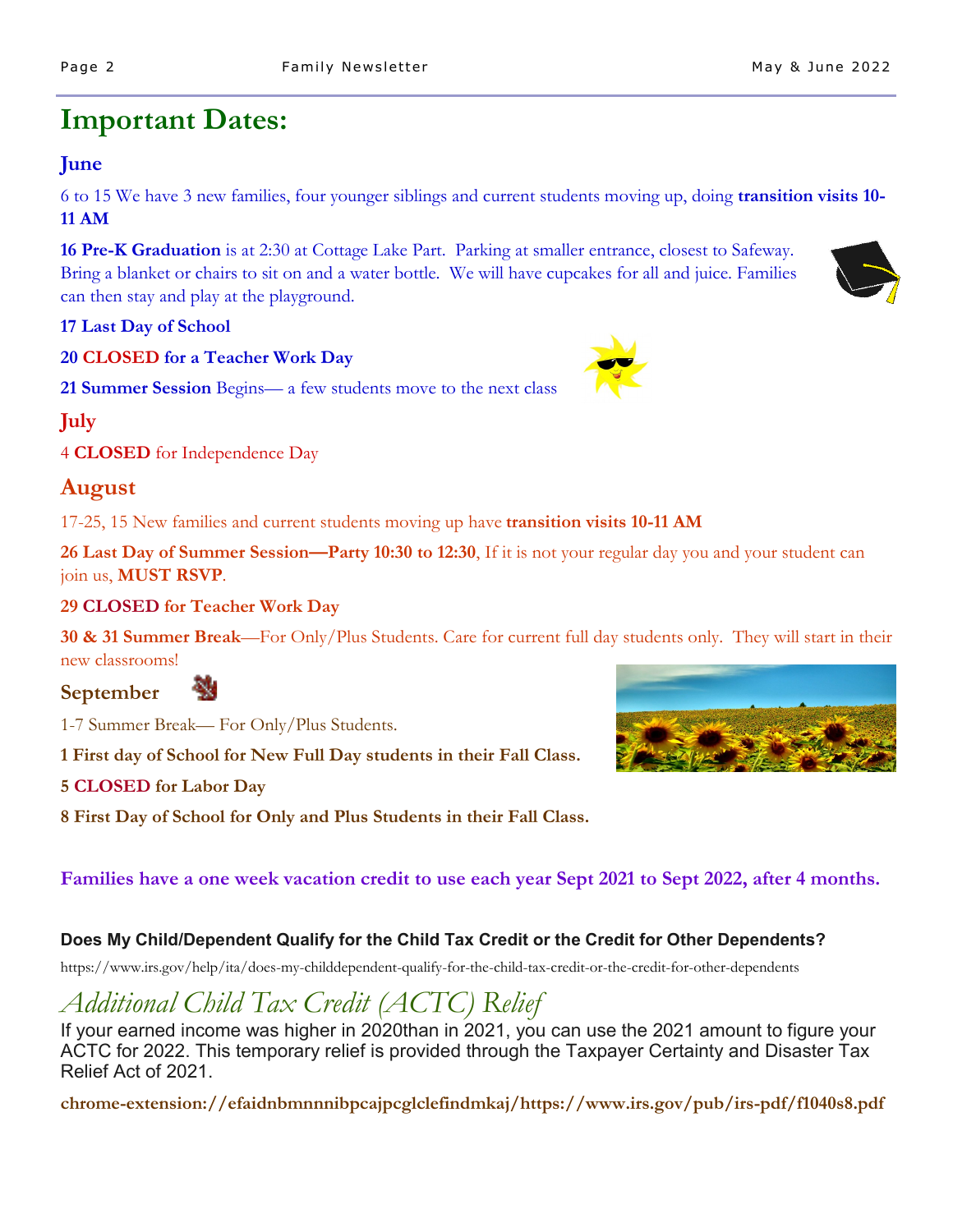# Important Dates:

## June

6 to 15 We have 3 new families, four younger siblings and current students moving up, doing **transition visits 10-11 AM**

**16 Pre-K Graduation** is at 2:30 at Cottage Lake Part. Parking at smaller entrance, closest to Safeway. Bring a blanket or chairs to sit on and a water bottle. We will have cupcakes for all and juice. Families can then stay and play at the playground.

**17 Last Day of School**

**20 CLOSED for a Teacher Work Day**

**21 Summer Session** Begins— a few students move to the next class

## July

4 **CLOSED** for Independence Day

## August

17-25, 15 New families and current students moving up have **transition visits 10-11 AM**

**26 Last Day of Summer Session—Party 10:30 to 12:30**, If it is not your regular day you and your student can join us, **MUST RSVP**.

**29 CLOSED for Teacher Work Day**

**30 & 31 Summer Break**—For Only/Plus Students. Care for current full day students only. They will start in their new classrooms!

## September

1-7 Summer Break— For Only/Plus Students.

**1 First day of School for New Full Day students in their Fall Class.**

**5 CLOSED for Labor Day**

**8 First Day of School for Only and Plus Students in their Fall Class.**

**Families have a one week vacation credit to use each year Sept 2021 to Sept 2022, after 4 months.**

### Does My Child/Dependent Qualify for the Child Tax Credit or the Credit for Other Dependents?

https://www.irs.gov/help/ita/does-my-childdependent-qualify-for-the-child-tax-credit-or-the-credit-for-other-dependents

## *Additional Child Tax Credit (ACTC) Relief*

If your earned income was higher in 2020than in 2021, you can use the 2021 amount to figure your ACTC for 2022. This temporary relief is provided through the Taxpayer Certainty and Disaster Tax Relief Act of 2021.

**chrome-extension://efaidnbmnnnibpcajpcglclefindmkaj/https://www.irs.gov/pub/irs-pdf/f1040s8.pdf**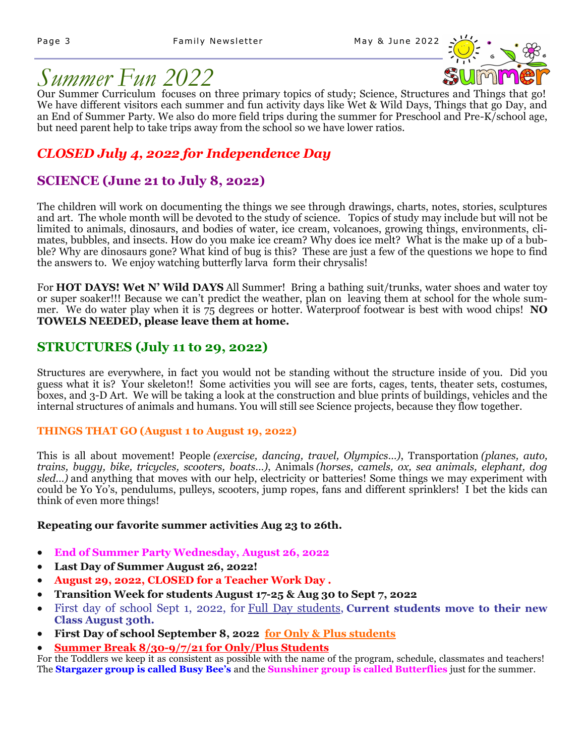# *Summer Fun 2022*

Our Summer Curriculum focuses on three primary topics of study; Science, Structures and Things that go! We have different visitors each summer and fun activity days like Wet & Wild Days, Things that go Day, and an End of Summer Party. We also do more field trips during the summer for Preschool and Pre-K/school age, but need parent help to take trips away from the school so we have lower ratios.

## *CLOSED July 4, 2022 for Independence Day*

## SCIENCE (June 21 to July 8, 2022)

The children will work on documenting the things we see through drawings, charts, notes, stories, sculptures and art. The whole month will be devoted to the study of science. Topics of study may include but will not be limited to animals, dinosaurs, and bodies of water, ice cream, volcanoes, growing things, environments, climates, bubbles, and insects. How do you make ice cream? Why does ice melt? What is the make up of a bubble? Why are dinosaurs gone? What kind of bug is this? These are just a few of the questions we hope to find the answers to. We enjoy watching butterfly larva form their chrysalis!

For **HOT DAYS! Wet N' Wild DAYS** All Summer! Bring a bathing suit/trunks, water shoes and water toy or super soaker!!! Because we can't predict the weather, plan on leaving them at school for the whole summer. We do water play when it is 75 degrees or hotter. Waterproof footwear is best with wood chips! **NO TOWELS NEEDED, please leave them at home.**

## STRUCTURES (July 11 to 29, 2022)

Structures are everywhere, in fact you would not be standing without the structure inside of you. Did you guess what it is? Your skeleton!! Some activities you will see are forts, cages, tents, theater sets, costumes, boxes, and 3-D Art. We will be taking a look at the construction and blue prints of buildings, vehicles and the internal structures of animals and humans. You will still see Science projects, because they flow together.

### THINGS THAT GO (August 1 to August 19, 2022)

This is all about movement! People *(exercise, dancing, travel, Olympics…)*, Transportation *(planes, auto, trains, buggy, bike, tricycles, scooters, boats…)*, Animals *(horses, camels, ox, sea animals, elephant, dog sled…)* and anything that moves with our help, electricity or batteries! Some things we may experiment with could be Yo Yo's, pendulums, pulleys, scooters, jump ropes, fans and different sprinklers! I bet the kids can think of even more things!

**Repeating our favorite summer activities Aug 23 to 26th.**

- **End of Summer Party Wednesday, August 26, 2022**
- **Last Day of Summer August 26, 2022!**
- **August 29, 2022, CLOSED for a Teacher Work Day .**
- **Transition Week for students August 17-25 & Aug 30 to Sept 7, 2022**
- First day of school Sept 1, 2022, for Full Day students, **Current students move to their new Class August 30th.**
- **First Day of school September 8, 2022 for Only & Plus students**
- **Summer Break 8/30-9/7/21 for Only/Plus Students**

For the Toddlers we keep it as consistent as possible with the name of the program, schedule, classmates and teachers! The **Stargazer group is called Busy Bee's** and the **Sunshiner group is called Butterflies** just for the summer.